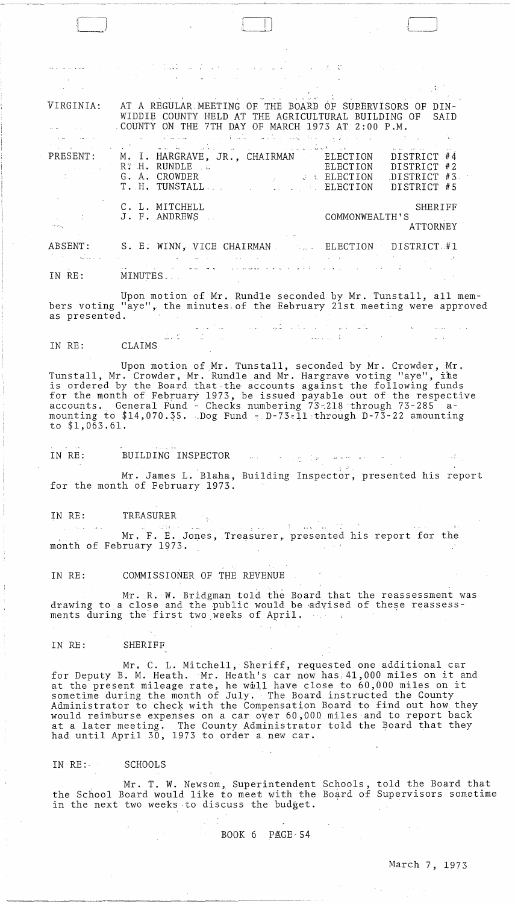VIRGINIA: AT A REGULAR MEETING OF THE BOARD OF SUPERVISORS OF DINWIDDIE COUNTY HELD AT THE AGRICULTURAL BUILDING OF SAID COUNTY ON THE 7TH DAY OF MARCH 1973 AT 2:00 P.M.

| | | |
|---|---|---|
| PRESENT: | M. I. HARGRAVE, JR., CHAIRMAN | ELECTION DISTRICT #4 |
| | R. H. RUNDLE | ELECTION DISTRICT #2 |
| | G. A. CROWDER | ELECTION DISTRICT #3 |
| | T. H. TUNSTALL | ELECTION DISTRICT #5 |
| | C. L. MITCHELL | SHERIFF |
| | J. F. ANDREWS | COMMONWEALTH'S ATTORNEY |
| ABSENT: | S. E. WINN, VICE CHAIRMAN | ELECTION DISTRICT #1 |

IN RE: MINUTES

Upon motion of Mr. Rundle seconded by Mr. Tunstall, all members voting "aye", the minutes of the February 21st meeting were approved as presented.

IN RE: CLAIMS

Upon motion of Mr. Tunstall, seconded by Mr. Crowder, Mr. Tunstall, Mr. Crowder, Mr. Rundle and Mr. Hargrave voting "aye", ite is ordered by the Board that the accounts against the following funds for the month of February 1973, be issued payable out of the respective accounts. General Fund - Checks numbering 73-218 through 73-285 amounting to $14,070.35. Dog Fund - D-73-11 through D-73-22 amounting to $1,063.61.

IN RE: BUILDING INSPECTOR

Mr. James L. Blaha, Building Inspector, presented his report for the month of February 1973.

IN RE: TREASURER

Mr. F. E. Jones, Treasurer, presented his report for the month of February 1973.

IN RE: COMMISSIONER OF THE REVENUE

Mr. R. W. Bridgman told the Board that the reassessment was drawing to a close and the public would be advised of these reassessments during the first two weeks of April.

IN RE: SHERIFF

Mr. C. L. Mitchell, Sheriff, requested one additional car for Deputy B. M. Heath. Mr. Heath's car now has 41,000 miles on it and at the present mileage rate, he will have close to 60,000 miles on it sometime during the month of July. The Board instructed the County Administrator to check with the Compensation Board to find out how they would reimburse expenses on a car over 60,000 miles and to report back at a later meeting. The County Administrator told the Board that they had until April 30, 1973 to order a new car.

IN RE: SCHOOLS

Mr. T. W. Newsom, Superintendent Schools, told the Board that the School Board would like to meet with the Board of Supervisors sometime in the next two weeks to discuss the budget.

BOOK 6 PAGE 54

March 7, 1973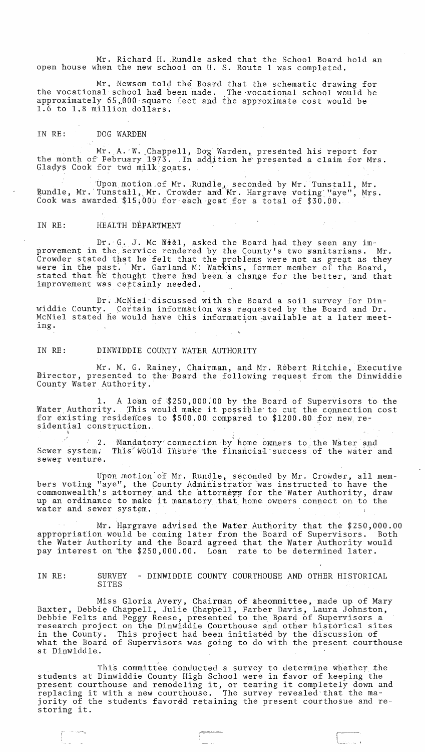Mr. Richard H. Rundle asked that the School Board hold an open house when the new school on U. S. Route 1 was completed.

Mr. Newsom told the Board that the schematic drawing for the vocational school had been made. The vocational school would be approximately 65,000 square feet and the approximate cost would be 1.6 to 1.8 million dollars.

IN RE: DOG WARDEN

Mr. A. W. Chappell, Dog Warden, presented his report for the month of February 1973. In addition he presented a claim for Mrs. Gladys Cook for two milk goats.

Upon motion of Mr. Rundle, seconded by Mr. Tunstall, Mr. Rundle, Mr. Tunstall, Mr. Crowder and Mr. Hargrave voting "aye", Mrs. Cook was awarded $15.00 for each goat for a total of $30.00.

IN RE: HEALTH DEPARTMENT

Dr. G. J. Mc Neel, asked the Board had they seen any improvement in the service rendered by the County's two sanitarians. Mr. Crowder stated that he felt that the problems were not as great as they were in the past. Mr. Garland M. Watkins, former member of the Board, stated that he thought there had been a change for the better, and that improvement was certainly needed.

Dr. McNiel discussed with the Board a soil survey for Dinwiddie County. Certain information was requested by the Board and Dr. McNiel stated he would have this information available at a later meeting.

IN RE: DINWIDDIE COUNTY WATER AUTHORITY

Mr. M. G. Rainey, Chairman, and Mr. Robert Ritchie, Executive Director, presented to the Board the following request from the Dinwiddie County Water Authority.

1. A loan of $250,000.00 by the Board of Supervisors to the Water Authority. This would make it possible to cut the connection cost for existing residences to $500.00 compared to $1200.00 for new residential construction.

2. Mandatory connection by home owners to the Water and Sewer system. This would insure the financial success of the water and sewer venture.

Upon motion of Mr. Rundle, seconded by Mr. Crowder, all members voting "aye", the County Administrator was instructed to have the commonwealth's attorney and the attorneys for the Water Authority, draw up an ordinance to make it manatory that home owners connect on to the water and sewer system.

Mr. Hargrave advised the Water Authority that the $250,000.00 appropriation would be coming later from the Board of Supervisors. Both the Water Authority and the Board agreed that the Water Authority would pay interest on the $250,000.00. Loan rate to be determined later.

IN RE: SURVEY - DINWIDDIE COUNTY COURTHOUSE AND OTHER HISTORICAL SITES

Miss Gloria Avery, Chairman of the committee, made up of Mary Baxter, Debbie Chappell, Julie Chappell, Farber Davis, Laura Johnston, Debbie Felts and Peggy Reese, presented to the Board of Supervisors a research project on the Dinwiddie Courthouse and other historical sites in the County. This project had been initiated by the discussion of what the Board of Supervisors was going to do with the present courthouse at Dinwiddie.

This committee conducted a survey to determine whether the students at Dinwiddie County High School were in favor of keeping the present courthouse and remodeling it, or tearing it completely down and replacing it with a new courthouse. The survey revealed that the majority of the students favored retaining the present courthosue and restoring it.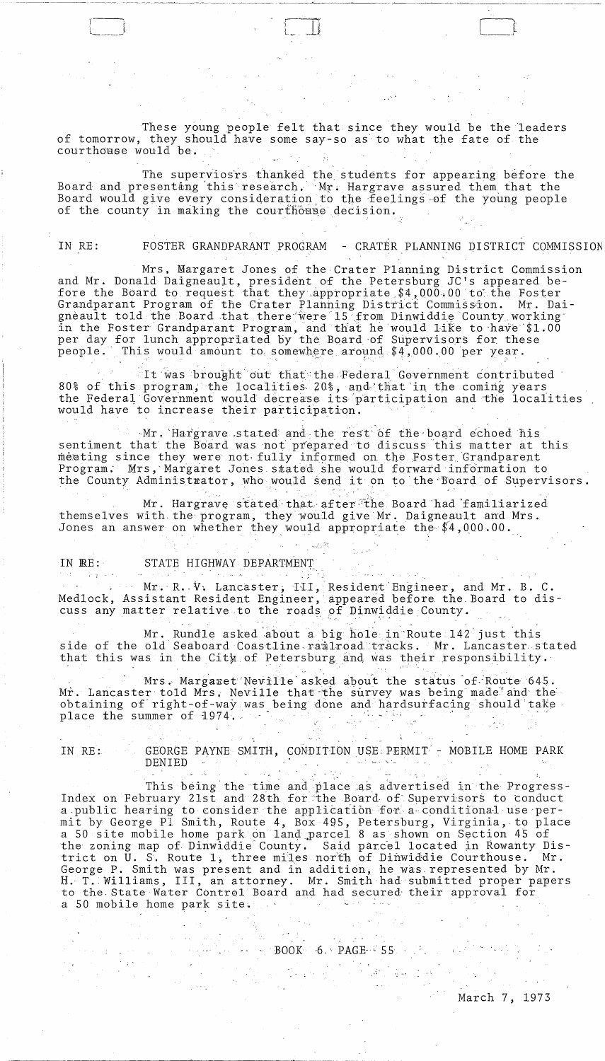These young people felt that since they would be the leaders of tomorrow, they should have some say-so as to what the fate of the courthouse would be.

The supervisors thanked the students for appearing before the Board and presenting this research. Mr. Hargrave assured them that the Board would give every consideration to the feelings of the young people of the county in making the courthouse decision.

IN RE: FOSTER GRANDPARANT PROGRAM - CRATER PLANNING DISTRICT COMMISSION

Mrs. Margaret Jones of the Crater Planning District Commission and Mr. Donald Daigneault, president of the Petersburg JC's appeared before the Board to request that they appropriate $4,000.00 to the Foster Grandparant Program of the Crater Planning District Commission. Mr. Daigneault told the Board that there were 15 from Dinwiddie County working in the Foster Grandparant Program, and that he would like to have $1.00 per day for lunch appropriated by the Board of Supervisors for these people. This would amount to somewhere around $4,000.00 per year.

It was brought out that the Federal Government contributed 80% of this program, the localities 20%, and that in the coming years the Federal Government would decrease its participation and the localities would have to increase their participation.

Mr. Hargrave stated and the rest of the board echoed his sentiment that the Board was not prepared to discuss this matter at this meeting since they were not fully informed on the Foster Grandparent Program. Mrs. Margaret Jones stated she would forward information to the County Administrator, who would send it on to the Board of Supervisors.

Mr. Hargrave stated that after the Board had familiarized themselves with the program, they would give Mr. Daigneault and Mrs. Jones an answer on whether they would appropriate the $4,000.00.

IN RE: STATE HIGHWAY DEPARTMENT

Mr. R. V. Lancaster, III, Resident Engineer, and Mr. B. C. Medlock, Assistant Resident Engineer, appeared before the Board to discuss any matter relative to the roads of Dinwiddie County.

Mr. Rundle asked about a big hole in Route 142 just this side of the old Seaboard Coastline railroad tracks. Mr. Lancaster stated that this was in the City of Petersburg and was their responsibility.

Mrs. Margaret Neville asked about the status of Route 645. Mr. Lancaster told Mrs. Neville that the survey was being made and the obtaining of right-of-way was being done and hardsurfacing should take place the summer of 1974.

IN RE: GEORGE PAYNE SMITH, CONDITION USE PERMIT - MOBILE HOME PARK DENIED

This being the time and place as advertised in the Progress-Index on February 21st and 28th for the Board of Supervisors to conduct a public hearing to consider the application for a conditional use permit by George P. Smith, Route 4, Box 495, Petersburg, Virginia, to place a 50 site mobile home park on land parcel 8 as shown on Section 45 of the zoning map of Dinwiddie County. Said parcel located in Rowanty District on U. S. Route 1, three miles north of Dinwiddie Courthouse. Mr. George P. Smith was present and in addition, he was represented by Mr. H. T. Williams, III, an attorney. Mr. Smith had submitted proper papers to the State Water Control Board and had secured their approval for a 50 mobile home park site.

BOOK 6 PAGE 55

March 7, 1973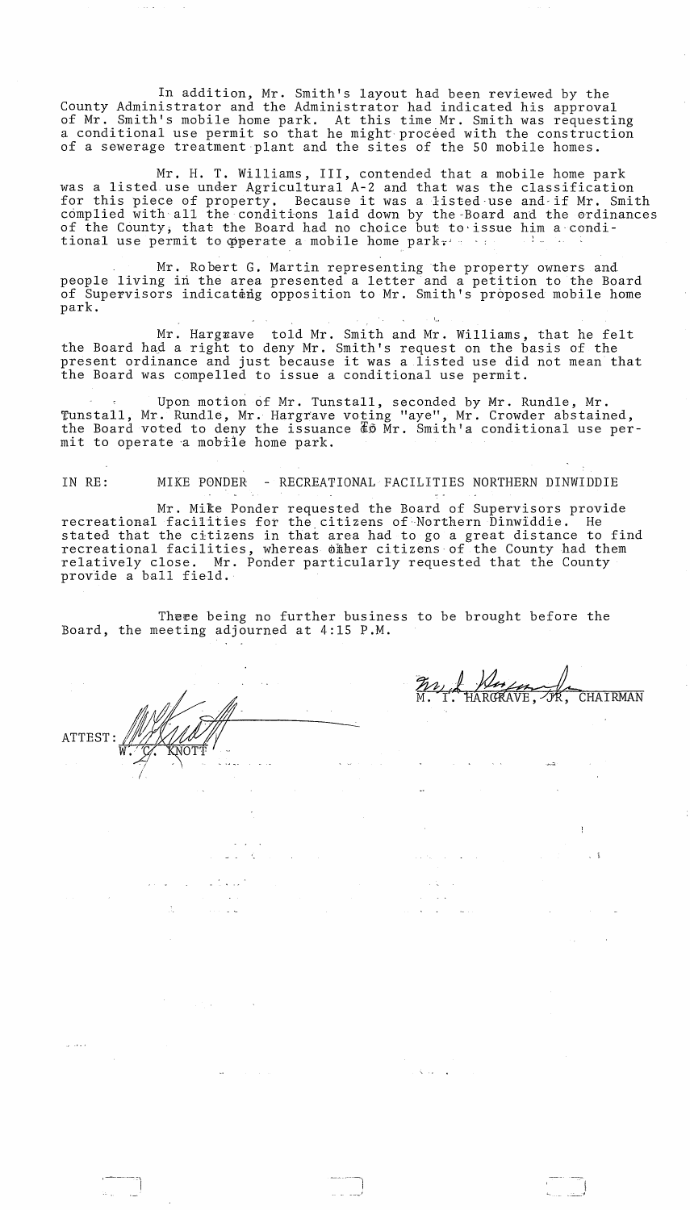In addition, Mr. Smith's layout had been reviewed by the County Administrator and the Administrator had indicated his approval of Mr. Smith's mobile home park. At this time Mr. Smith was requesting a conditional use permit so that he might proceed with the construction of a sewerage treatment plant and the sites of the 50 mobile homes.

Mr. H. T. Williams, III, contended that a mobile home park was a listed use under Agricultural A-2 and that was the classification for this piece of property. Because it was a listed use and if Mr. Smith complied with all the conditions laid down by the Board and the ordinances of the County, that the Board had no choice but to issue him a conditional use permit to operate a mobile home park.

Mr. Robert G. Martin representing the property owners and people living in the area presented a letter and a petition to the Board of Supervisors indicating opposition to Mr. Smith's proposed mobile home park.

Mr. Hargrave told Mr. Smith and Mr. Williams, that he felt the Board had a right to deny Mr. Smith's request on the basis of the present ordinance and just because it was a listed use did not mean that the Board was compelled to issue a conditional use permit.

Upon motion of Mr. Tunstall, seconded by Mr. Rundle, Mr. Tunstall, Mr. Rundle, Mr. Hargrave voting "aye", Mr. Crowder abstained, the Board voted to deny the issuance to Mr. Smith's conditional use permit to operate a mobile home park.

IN RE: MIKE PONDER - RECREATIONAL FACILITIES NORTHERN DINWIDDIE

Mr. Mike Ponder requested the Board of Supervisors provide recreational facilities for the citizens of Northern Dinwiddie. He stated that the citizens in that area had to go a great distance to find recreational facilities, whereas other citizens of the County had them relatively close. Mr. Ponder particularly requested that the County provide a ball field.

There being no further business to be brought before the Board, the meeting adjourned at 4:15 P.M.

M. I. HARGRAVE, JR, CHAIRMAN

ATTEST: W. C. KNOTT